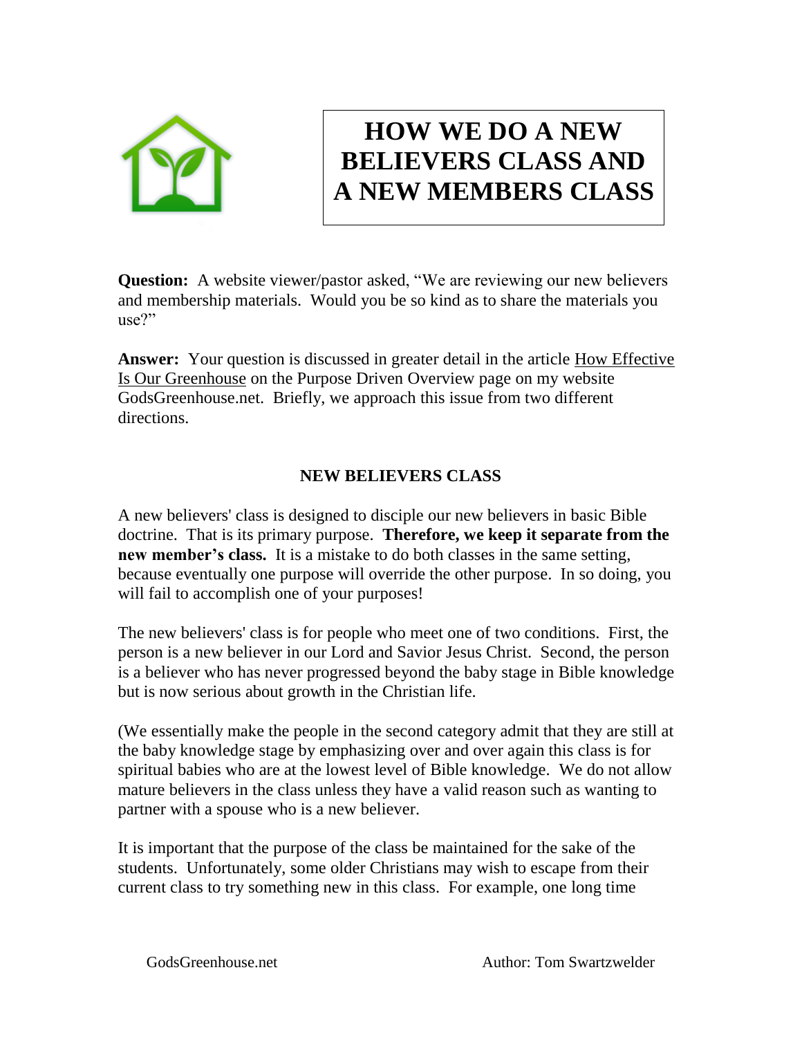# HOW WE DO A NEW BELIEVERS CLASS AND A NEW MEMBERS CLASS

**Question:** A website viewer/pastor asked, "We are reviewing our new believers and membership materials. Would you be so kind as to share the materials you use?"

**Answer:** Your question is discussed in greater detail in the article How Effective Is Our Greenhouse on the Purpose Driven Overview page on my website GodsGreenhouse.net. Briefly, we approach this issue from two different directions.

## NEW BELIEVERS CLASS

A new believers' class is designed to disciple our new believers in basic Bible doctrine. That is its primary purpose. **Therefore, we keep it separate from the new member's class.** It is a mistake to do both classes in the same setting, because eventually one purpose will override the other purpose. In so doing, you will fail to accomplish one of your purposes!

The new believers' class is for people who meet one of two conditions. First, the person is a new believer in our Lord and Savior Jesus Christ. Second, the person is a believer who has never progressed beyond the baby stage in Bible knowledge but is now serious about growth in the Christian life.

(We essentially make the people in the second category admit that they are still at the baby knowledge stage by emphasizing over and over again this class is for spiritual babies who are at the lowest level of Bible knowledge. We do not allow mature believers in the class unless they have a valid reason such as wanting to partner with a spouse who is a new believer.

It is important that the purpose of the class be maintained for the sake of the students. Unfortunately, some older Christians may wish to escape from their current class to try something new in this class. For example, one long time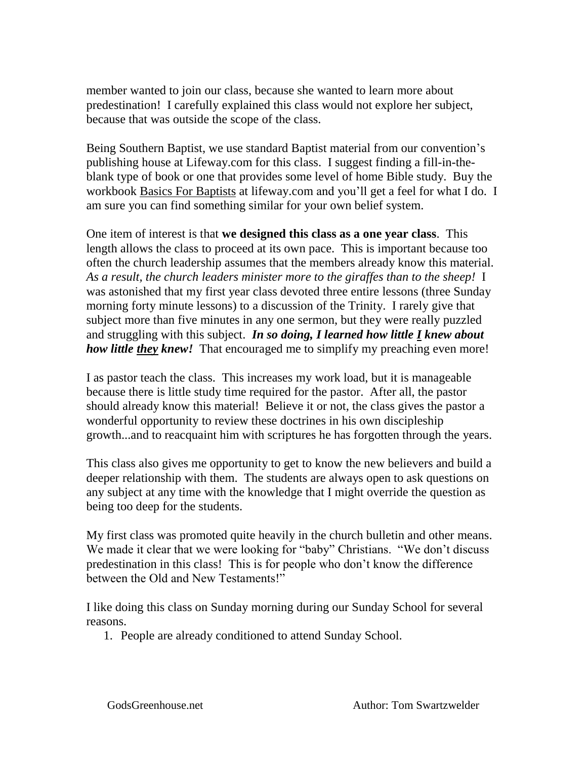member wanted to join our class, because she wanted to learn more about predestination! I carefully explained this class would not explore her subject, because that was outside the scope of the class.

Being Southern Baptist, we use standard Baptist material from our convention's publishing house at Lifeway.com for this class. I suggest finding a fill-in-the-blank type of book or one that provides some level of home Bible study. Buy the workbook <u>Basics For Baptists</u> at lifeway.com and you'll get a feel for what I do. I am sure you can find something similar for your own belief system.

One item of interest is that **we designed this class as a one year class**. This length allows the class to proceed at its own pace. This is important because too often the church leadership assumes that the members already know this material. *As a result, the church leaders minister more to the giraffes than to the sheep!* I was astonished that my first year class devoted three entire lessons (three Sunday morning forty minute lessons) to a discussion of the Trinity. I rarely give that subject more than five minutes in any one sermon, but they were really puzzled and struggling with this subject. ***In so doing, I learned how little <u>I</u> knew about how little <u>they</u> knew!*** That encouraged me to simplify my preaching even more!

I as pastor teach the class. This increases my work load, but it is manageable because there is little study time required for the pastor. After all, the pastor should already know this material! Believe it or not, the class gives the pastor a wonderful opportunity to review these doctrines in his own discipleship growth...and to reacquaint him with scriptures he has forgotten through the years.

This class also gives me opportunity to get to know the new believers and build a deeper relationship with them. The students are always open to ask questions on any subject at any time with the knowledge that I might override the question as being too deep for the students.

My first class was promoted quite heavily in the church bulletin and other means. We made it clear that we were looking for "baby" Christians. "We don't discuss predestination in this class! This is for people who don't know the difference between the Old and New Testaments!"

I like doing this class on Sunday morning during our Sunday School for several reasons.

1. People are already conditioned to attend Sunday School.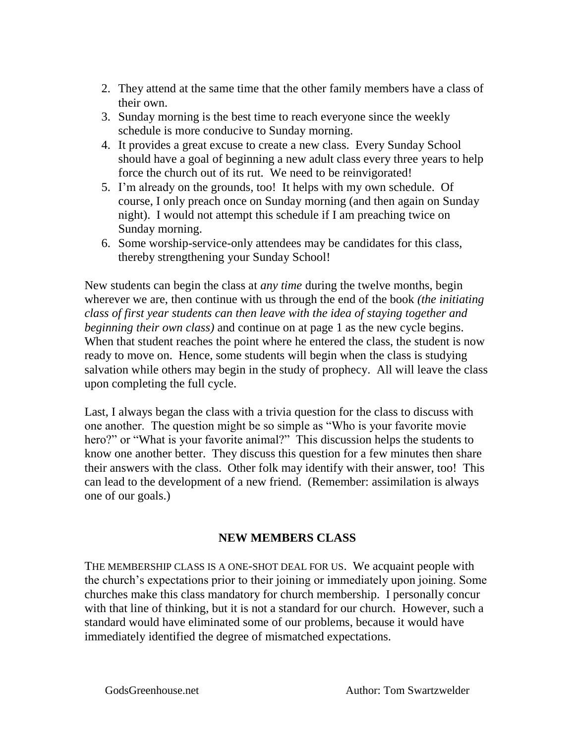2. They attend at the same time that the other family members have a class of their own.
3. Sunday morning is the best time to reach everyone since the weekly schedule is more conducive to Sunday morning.
4. It provides a great excuse to create a new class. Every Sunday School should have a goal of beginning a new adult class every three years to help force the church out of its rut. We need to be reinvigorated!
5. I'm already on the grounds, too! It helps with my own schedule. Of course, I only preach once on Sunday morning (and then again on Sunday night). I would not attempt this schedule if I am preaching twice on Sunday morning.
6. Some worship-service-only attendees may be candidates for this class, thereby strengthening your Sunday School!

New students can begin the class at *any time* during the twelve months, begin wherever we are, then continue with us through the end of the book *(the initiating class of first year students can then leave with the idea of staying together and beginning their own class)* and continue on at page 1 as the new cycle begins. When that student reaches the point where he entered the class, the student is now ready to move on. Hence, some students will begin when the class is studying salvation while others may begin in the study of prophecy. All will leave the class upon completing the full cycle.

Last, I always began the class with a trivia question for the class to discuss with one another. The question might be so simple as "Who is your favorite movie hero?" or "What is your favorite animal?" This discussion helps the students to know one another better. They discuss this question for a few minutes then share their answers with the class. Other folk may identify with their answer, too! This can lead to the development of a new friend. (Remember: assimilation is always one of our goals.)

## NEW MEMBERS CLASS

THE MEMBERSHIP CLASS IS A ONE-SHOT DEAL FOR US. We acquaint people with the church's expectations prior to their joining or immediately upon joining. Some churches make this class mandatory for church membership. I personally concur with that line of thinking, but it is not a standard for our church. However, such a standard would have eliminated some of our problems, because it would have immediately identified the degree of mismatched expectations.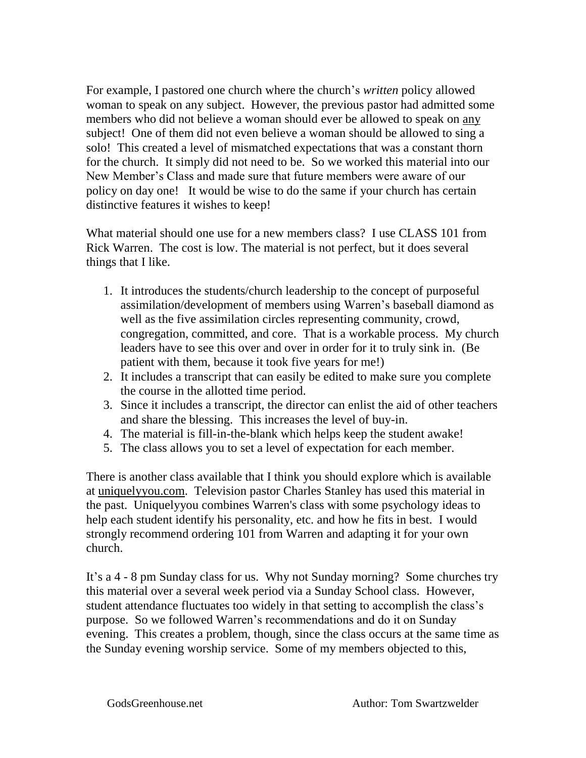For example, I pastored one church where the church's *written* policy allowed woman to speak on any subject. However, the previous pastor had admitted some members who did not believe a woman should ever be allowed to speak on <u>any</u> subject! One of them did not even believe a woman should be allowed to sing a solo! This created a level of mismatched expectations that was a constant thorn for the church. It simply did not need to be. So we worked this material into our New Member's Class and made sure that future members were aware of our policy on day one! It would be wise to do the same if your church has certain distinctive features it wishes to keep!

What material should one use for a new members class? I use CLASS 101 from Rick Warren. The cost is low. The material is not perfect, but it does several things that I like.

1. It introduces the students/church leadership to the concept of purposeful assimilation/development of members using Warren's baseball diamond as well as the five assimilation circles representing community, crowd, congregation, committed, and core. That is a workable process. My church leaders have to see this over and over in order for it to truly sink in. (Be patient with them, because it took five years for me!)
2. It includes a transcript that can easily be edited to make sure you complete the course in the allotted time period.
3. Since it includes a transcript, the director can enlist the aid of other teachers and share the blessing. This increases the level of buy-in.
4. The material is fill-in-the-blank which helps keep the student awake!
5. The class allows you to set a level of expectation for each member.

There is another class available that I think you should explore which is available at <u>uniquelyyou.com</u>. Television pastor Charles Stanley has used this material in the past. Uniquelyyou combines Warren's class with some psychology ideas to help each student identify his personality, etc. and how he fits in best. I would strongly recommend ordering 101 from Warren and adapting it for your own church.

It's a 4 - 8 pm Sunday class for us. Why not Sunday morning? Some churches try this material over a several week period via a Sunday School class. However, student attendance fluctuates too widely in that setting to accomplish the class's purpose. So we followed Warren's recommendations and do it on Sunday evening. This creates a problem, though, since the class occurs at the same time as the Sunday evening worship service. Some of my members objected to this,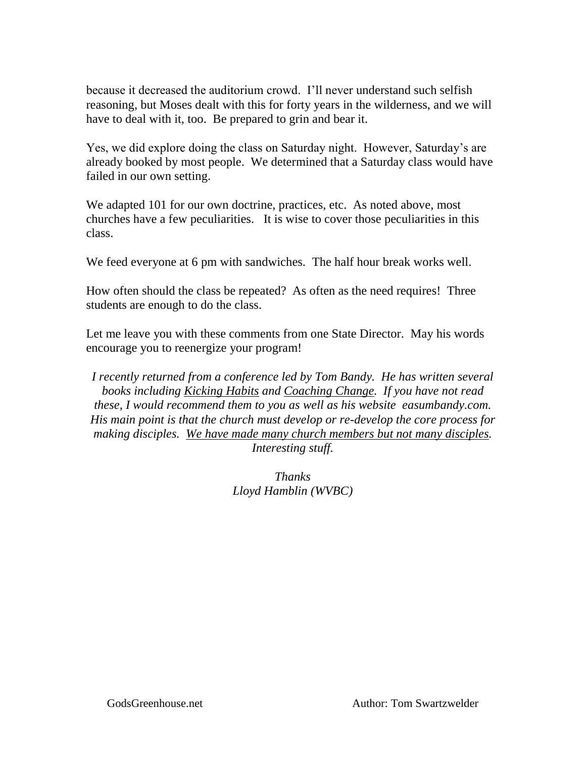because it decreased the auditorium crowd. I'll never understand such selfish reasoning, but Moses dealt with this for forty years in the wilderness, and we will have to deal with it, too. Be prepared to grin and bear it.

Yes, we did explore doing the class on Saturday night. However, Saturday's are already booked by most people. We determined that a Saturday class would have failed in our own setting.

We adapted 101 for our own doctrine, practices, etc. As noted above, most churches have a few peculiarities. It is wise to cover those peculiarities in this class.

We feed everyone at 6 pm with sandwiches. The half hour break works well.

How often should the class be repeated? As often as the need requires! Three students are enough to do the class.

Let me leave you with these comments from one State Director. May his words encourage you to reenergize your program!

> *I recently returned from a conference led by Tom Bandy. He has written several books including <u>Kicking Habits</u> and <u>Coaching Change</u>. If you have not read these, I would recommend them to you as well as his website easumbandy.com. His main point is that the church must develop or re-develop the core process for making disciples. <u>We have made many church members but not many disciples</u>. Interesting stuff.*
>
> *Thanks*
> *Lloyd Hamblin (WVBC)*